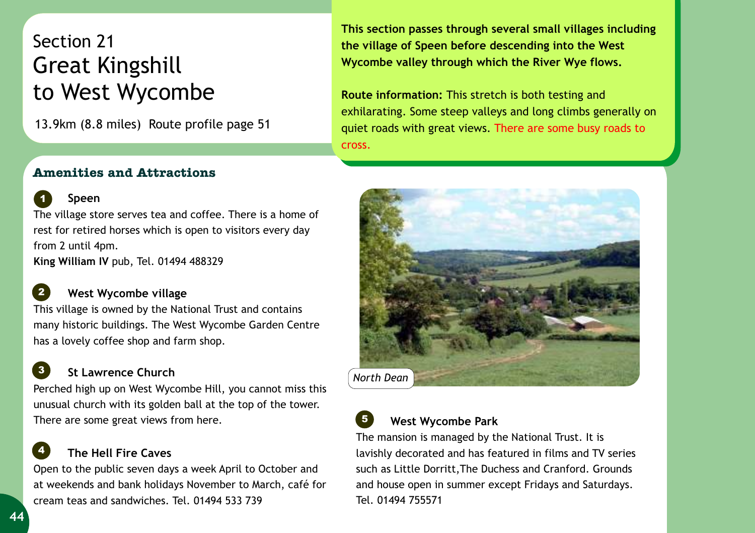# Section 21
# Great Kingshill to West Wycombe

13.9km (8.8 miles) Route profile page 51

**This section passes through several small villages including the village of Speen before descending into the West Wycombe valley through which the River Wye flows.**

**Route information:** This stretch is both testing and exhilarating. Some steep valleys and long climbs generally on quiet roads with great views. There are some busy roads to cross.

## Amenities and Attractions

### 1 Speen

The village store serves tea and coffee. There is a home of rest for retired horses which is open to visitors every day from 2 until 4pm.

**King William IV** pub, Tel. 01494 488329

### 2 West Wycombe village

This village is owned by the National Trust and contains many historic buildings. The West Wycombe Garden Centre has a lovely coffee shop and farm shop.

### 3 St Lawrence Church

Perched high up on West Wycombe Hill, you cannot miss this unusual church with its golden ball at the top of the tower. There are some great views from here.

### 4 The Hell Fire Caves

Open to the public seven days a week April to October and at weekends and bank holidays November to March, café for cream teas and sandwiches. Tel. 01494 533 739

*North Dean*

### 5 West Wycombe Park

The mansion is managed by the National Trust. It is lavishly decorated and has featured in films and TV series such as Little Dorritt,The Duchess and Cranford. Grounds and house open in summer except Fridays and Saturdays. Tel. 01494 755571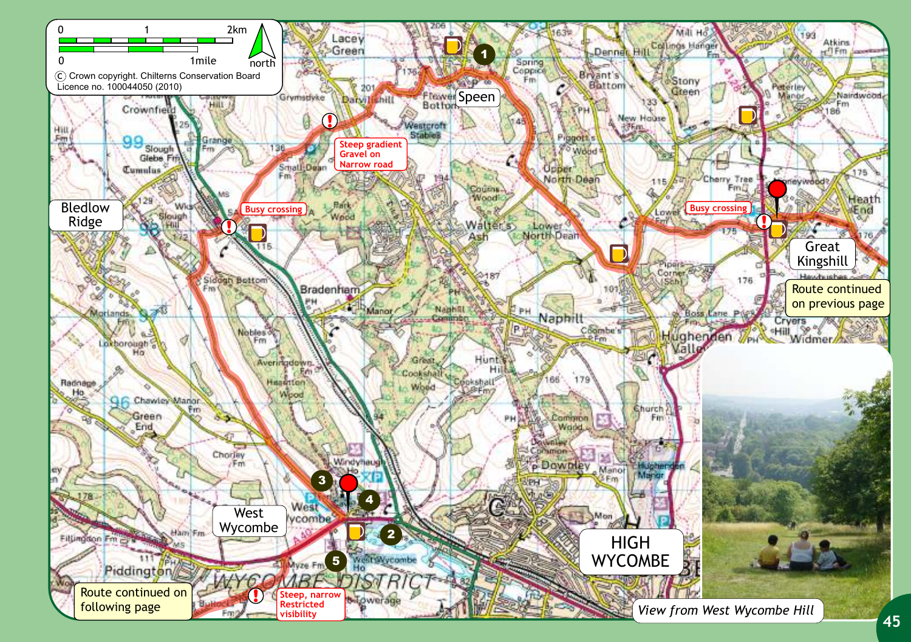0 1 2km

0 1mile

north

© Crown copyright. Chilterns Conservation Board Licence no. 100044050 (2010)

Bledlow Ridge

Speen

Steep gradient Gravel on Narrow road

Busy crossing

Busy crossing

Great Kingshill

Route continued on previous page

West Wycombe

HIGH WYCOMBE

Route continued on following page

Steep, narrow Restricted visibility

*View from West Wycombe Hill*